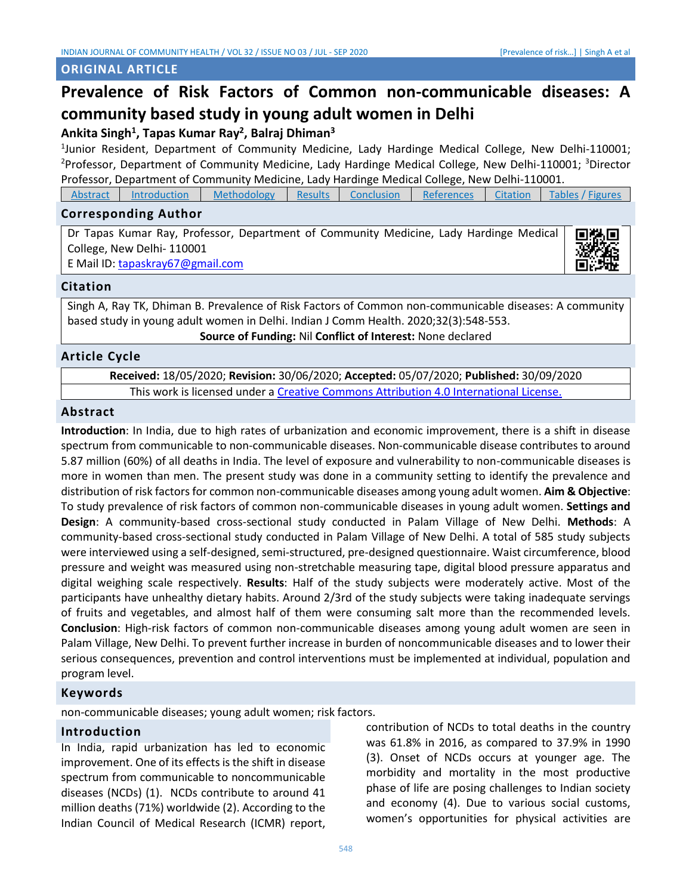ORIGINAL ARTICLE

# Prevalence of Risk Factors of Common non-communicable diseases: A community based study in young adult women in Delhi

**Ankita Singh[1], Tapas Kumar Ray[2], Balraj Dhiman[3]**

[1]Junior Resident, Department of Community Medicine, Lady Hardinge Medical College, New Delhi-110001; [2]Professor, Department of Community Medicine, Lady Hardinge Medical College, New Delhi-110001; [3]Director Professor, Department of Community Medicine, Lady Hardinge Medical College, New Delhi-110001.

| Abstract | Introduction | Methodology | Results | Conclusion | References | Citation | Tables / Figures |
|---|---|---|---|---|---|---|---|

## Corresponding Author

Dr Tapas Kumar Ray, Professor, Department of Community Medicine, Lady Hardinge Medical College, New Delhi- 110001
E Mail ID: tapaskray67@gmail.com

## Citation

Singh A, Ray TK, Dhiman B. Prevalence of Risk Factors of Common non-communicable diseases: A community based study in young adult women in Delhi. Indian J Comm Health. 2020;32(3):548-553.

**Source of Funding:** Nil **Conflict of Interest:** None declared

## Article Cycle

**Received:** 18/05/2020; **Revision:** 30/06/2020; **Accepted:** 05/07/2020; **Published:** 30/09/2020

This work is licensed under a Creative Commons Attribution 4.0 International License.

## Abstract

**Introduction**: In India, due to high rates of urbanization and economic improvement, there is a shift in disease spectrum from communicable to non-communicable diseases. Non-communicable disease contributes to around 5.87 million (60%) of all deaths in India. The level of exposure and vulnerability to non-communicable diseases is more in women than men. The present study was done in a community setting to identify the prevalence and distribution of risk factors for common non-communicable diseases among young adult women. **Aim & Objective**: To study prevalence of risk factors of common non-communicable diseases in young adult women. **Settings and Design**: A community-based cross-sectional study conducted in Palam Village of New Delhi. **Methods**: A community-based cross-sectional study conducted in Palam Village of New Delhi. A total of 585 study subjects were interviewed using a self-designed, semi-structured, pre-designed questionnaire. Waist circumference, blood pressure and weight was measured using non-stretchable measuring tape, digital blood pressure apparatus and digital weighing scale respectively. **Results**: Half of the study subjects were moderately active. Most of the participants have unhealthy dietary habits. Around 2/3rd of the study subjects were taking inadequate servings of fruits and vegetables, and almost half of them were consuming salt more than the recommended levels. **Conclusion**: High-risk factors of common non-communicable diseases among young adult women are seen in Palam Village, New Delhi. To prevent further increase in burden of noncommunicable diseases and to lower their serious consequences, prevention and control interventions must be implemented at individual, population and program level.

## Keywords

non-communicable diseases; young adult women; risk factors.

## Introduction

In India, rapid urbanization has led to economic improvement. One of its effects is the shift in disease spectrum from communicable to noncommunicable diseases (NCDs) (1). NCDs contribute to around 41 million deaths (71%) worldwide (2). According to the Indian Council of Medical Research (ICMR) report, contribution of NCDs to total deaths in the country was 61.8% in 2016, as compared to 37.9% in 1990 (3). Onset of NCDs occurs at younger age. The morbidity and mortality in the most productive phase of life are posing challenges to Indian society and economy (4). Due to various social customs, women's opportunities for physical activities are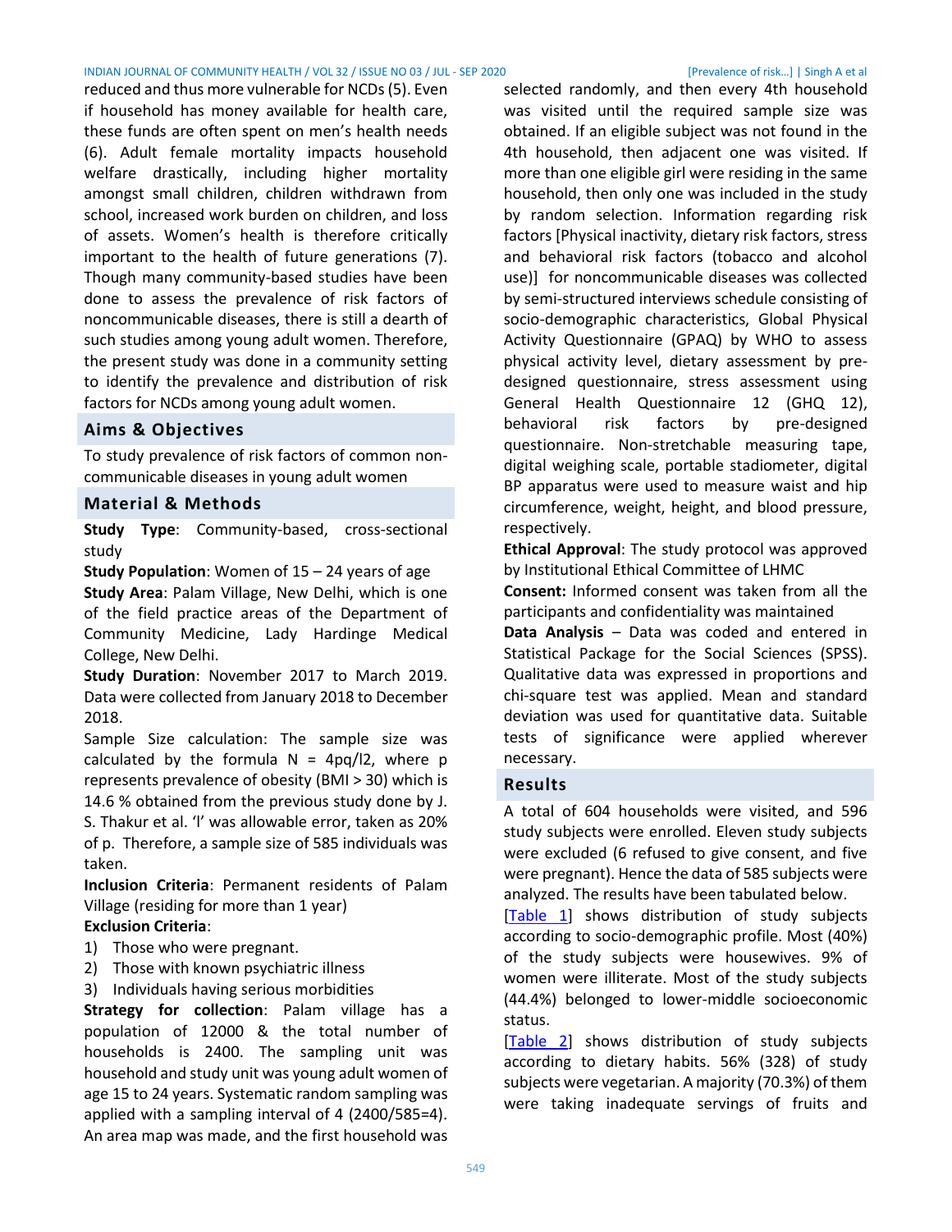reduced and thus more vulnerable for NCDs (5). Even if household has money available for health care, these funds are often spent on men's health needs (6). Adult female mortality impacts household welfare drastically, including higher mortality amongst small children, children withdrawn from school, increased work burden on children, and loss of assets. Women's health is therefore critically important to the health of future generations (7). Though many community-based studies have been done to assess the prevalence of risk factors of noncommunicable diseases, there is still a dearth of such studies among young adult women. Therefore, the present study was done in a community setting to identify the prevalence and distribution of risk factors for NCDs among young adult women.

## Aims & Objectives

To study prevalence of risk factors of common non-communicable diseases in young adult women

## Material & Methods

**Study Type**: Community-based, cross-sectional study

**Study Population**: Women of 15 – 24 years of age

**Study Area**: Palam Village, New Delhi, which is one of the field practice areas of the Department of Community Medicine, Lady Hardinge Medical College, New Delhi.

**Study Duration**: November 2017 to March 2019. Data were collected from January 2018 to December 2018.

Sample Size calculation: The sample size was calculated by the formula N = 4pq/l2, where p represents prevalence of obesity (BMI > 30) which is 14.6 % obtained from the previous study done by J. S. Thakur et al. 'l' was allowable error, taken as 20% of p. Therefore, a sample size of 585 individuals was taken.

**Inclusion Criteria**: Permanent residents of Palam Village (residing for more than 1 year)

**Exclusion Criteria**:

1) Those who were pregnant.
2) Those with known psychiatric illness
3) Individuals having serious morbidities

**Strategy for collection**: Palam village has a population of 12000 & the total number of households is 2400. The sampling unit was household and study unit was young adult women of age 15 to 24 years. Systematic random sampling was applied with a sampling interval of 4 (2400/585=4). An area map was made, and the first household was selected randomly, and then every 4th household was visited until the required sample size was obtained. If an eligible subject was not found in the 4th household, then adjacent one was visited. If more than one eligible girl were residing in the same household, then only one was included in the study by random selection. Information regarding risk factors [Physical inactivity, dietary risk factors, stress and behavioral risk factors (tobacco and alcohol use)] for noncommunicable diseases was collected by semi-structured interviews schedule consisting of socio-demographic characteristics, Global Physical Activity Questionnaire (GPAQ) by WHO to assess physical activity level, dietary assessment by pre-designed questionnaire, stress assessment using General Health Questionnaire 12 (GHQ 12), behavioral risk factors by pre-designed questionnaire. Non-stretchable measuring tape, digital weighing scale, portable stadiometer, digital BP apparatus were used to measure waist and hip circumference, weight, height, and blood pressure, respectively.

**Ethical Approval**: The study protocol was approved by Institutional Ethical Committee of LHMC

**Consent:** Informed consent was taken from all the participants and confidentiality was maintained

**Data Analysis** – Data was coded and entered in Statistical Package for the Social Sciences (SPSS). Qualitative data was expressed in proportions and chi-square test was applied. Mean and standard deviation was used for quantitative data. Suitable tests of significance were applied wherever necessary.

## Results

A total of 604 households were visited, and 596 study subjects were enrolled. Eleven study subjects were excluded (6 refused to give consent, and five were pregnant). Hence the data of 585 subjects were analyzed. The results have been tabulated below.

[Table 1] shows distribution of study subjects according to socio-demographic profile. Most (40%) of the study subjects were housewives. 9% of women were illiterate. Most of the study subjects (44.4%) belonged to lower-middle socioeconomic status.

[Table 2] shows distribution of study subjects according to dietary habits. 56% (328) of study subjects were vegetarian. A majority (70.3%) of them were taking inadequate servings of fruits and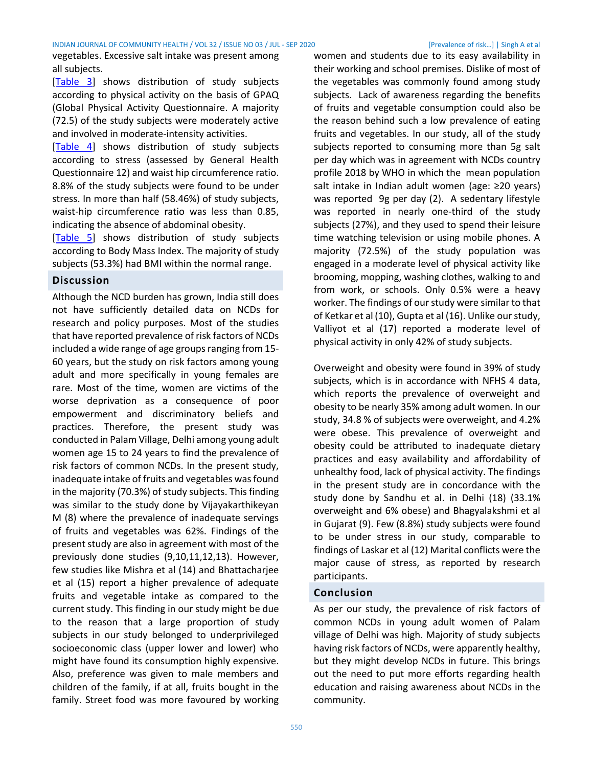vegetables. Excessive salt intake was present among all subjects.

[Table 3] shows distribution of study subjects according to physical activity on the basis of GPAQ (Global Physical Activity Questionnaire. A majority (72.5) of the study subjects were moderately active and involved in moderate-intensity activities.

[Table 4] shows distribution of study subjects according to stress (assessed by General Health Questionnaire 12) and waist hip circumference ratio. 8.8% of the study subjects were found to be under stress. In more than half (58.46%) of study subjects, waist-hip circumference ratio was less than 0.85, indicating the absence of abdominal obesity.

[Table 5] shows distribution of study subjects according to Body Mass Index. The majority of study subjects (53.3%) had BMI within the normal range.

## Discussion

Although the NCD burden has grown, India still does not have sufficiently detailed data on NCDs for research and policy purposes. Most of the studies that have reported prevalence of risk factors of NCDs included a wide range of age groups ranging from 15-60 years, but the study on risk factors among young adult and more specifically in young females are rare. Most of the time, women are victims of the worse deprivation as a consequence of poor empowerment and discriminatory beliefs and practices. Therefore, the present study was conducted in Palam Village, Delhi among young adult women age 15 to 24 years to find the prevalence of risk factors of common NCDs. In the present study, inadequate intake of fruits and vegetables was found in the majority (70.3%) of study subjects. This finding was similar to the study done by Vijayakarthikeyan M (8) where the prevalence of inadequate servings of fruits and vegetables was 62%. Findings of the present study are also in agreement with most of the previously done studies (9,10,11,12,13). However, few studies like Mishra et al (14) and Bhattacharjee et al (15) report a higher prevalence of adequate fruits and vegetable intake as compared to the current study. This finding in our study might be due to the reason that a large proportion of study subjects in our study belonged to underprivileged socioeconomic class (upper lower and lower) who might have found its consumption highly expensive. Also, preference was given to male members and children of the family, if at all, fruits bought in the family. Street food was more favoured by working women and students due to its easy availability in their working and school premises. Dislike of most of the vegetables was commonly found among study subjects. Lack of awareness regarding the benefits of fruits and vegetable consumption could also be the reason behind such a low prevalence of eating fruits and vegetables. In our study, all of the study subjects reported to consuming more than 5g salt per day which was in agreement with NCDs country profile 2018 by WHO in which the mean population salt intake in Indian adult women (age: ≥20 years) was reported 9g per day (2). A sedentary lifestyle was reported in nearly one-third of the study subjects (27%), and they used to spend their leisure time watching television or using mobile phones. A majority (72.5%) of the study population was engaged in a moderate level of physical activity like brooming, mopping, washing clothes, walking to and from work, or schools. Only 0.5% were a heavy worker. The findings of our study were similar to that of Ketkar et al (10), Gupta et al (16). Unlike our study, Valliyot et al (17) reported a moderate level of physical activity in only 42% of study subjects.

Overweight and obesity were found in 39% of study subjects, which is in accordance with NFHS 4 data, which reports the prevalence of overweight and obesity to be nearly 35% among adult women. In our study, 34.8 % of subjects were overweight, and 4.2% were obese. This prevalence of overweight and obesity could be attributed to inadequate dietary practices and easy availability and affordability of unhealthy food, lack of physical activity. The findings in the present study are in concordance with the study done by Sandhu et al. in Delhi (18) (33.1% overweight and 6% obese) and Bhagyalakshmi et al in Gujarat (9). Few (8.8%) study subjects were found to be under stress in our study, comparable to findings of Laskar et al (12) Marital conflicts were the major cause of stress, as reported by research participants.

## Conclusion

As per our study, the prevalence of risk factors of common NCDs in young adult women of Palam village of Delhi was high. Majority of study subjects having risk factors of NCDs, were apparently healthy, but they might develop NCDs in future. This brings out the need to put more efforts regarding health education and raising awareness about NCDs in the community.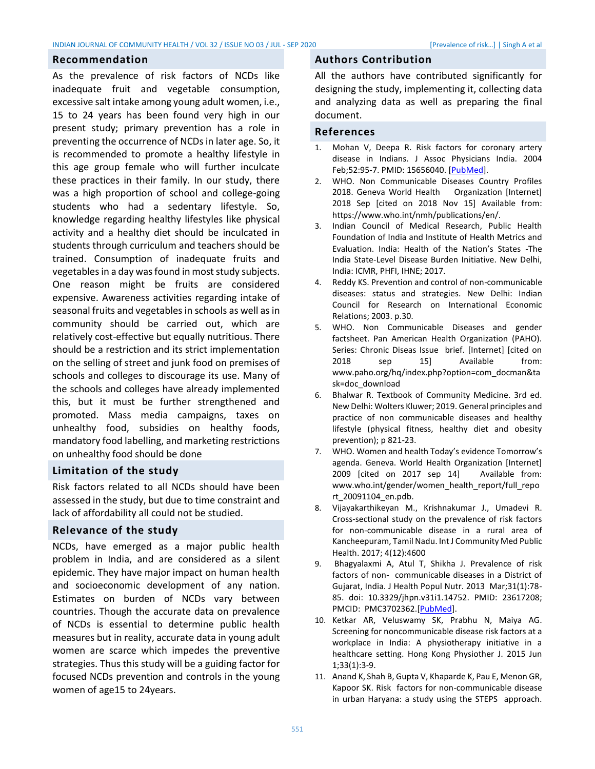## Recommendation

As the prevalence of risk factors of NCDs like inadequate fruit and vegetable consumption, excessive salt intake among young adult women, i.e., 15 to 24 years has been found very high in our present study; primary prevention has a role in preventing the occurrence of NCDs in later age. So, it is recommended to promote a healthy lifestyle in this age group female who will further inculcate these practices in their family. In our study, there was a high proportion of school and college-going students who had a sedentary lifestyle. So, knowledge regarding healthy lifestyles like physical activity and a healthy diet should be inculcated in students through curriculum and teachers should be trained. Consumption of inadequate fruits and vegetables in a day was found in most study subjects. One reason might be fruits are considered expensive. Awareness activities regarding intake of seasonal fruits and vegetables in schools as well as in community should be carried out, which are relatively cost-effective but equally nutritious. There should be a restriction and its strict implementation on the selling of street and junk food on premises of schools and colleges to discourage its use. Many of the schools and colleges have already implemented this, but it must be further strengthened and promoted. Mass media campaigns, taxes on unhealthy food, subsidies on healthy foods, mandatory food labelling, and marketing restrictions on unhealthy food should be done

## Limitation of the study

Risk factors related to all NCDs should have been assessed in the study, but due to time constraint and lack of affordability all could not be studied.

## Relevance of the study

NCDs, have emerged as a major public health problem in India, and are considered as a silent epidemic. They have major impact on human health and socioeconomic development of any nation. Estimates on burden of NCDs vary between countries. Though the accurate data on prevalence of NCDs is essential to determine public health measures but in reality, accurate data in young adult women are scarce which impedes the preventive strategies. Thus this study will be a guiding factor for focused NCDs prevention and controls in the young women of age15 to 24years.

## Authors Contribution

All the authors have contributed significantly for designing the study, implementing it, collecting data and analyzing data as well as preparing the final document.

## References

1. Mohan V, Deepa R. Risk factors for coronary artery disease in Indians. J Assoc Physicians India. 2004 Feb;52:95-7. PMID: 15656040. [PubMed].
2. WHO. Non Communicable Diseases Country Profiles 2018. Geneva World Health Organization [Internet] 2018 Sep [cited on 2018 Nov 15] Available from: https://www.who.int/nmh/publications/en/.
3. Indian Council of Medical Research, Public Health Foundation of India and Institute of Health Metrics and Evaluation. India: Health of the Nation's States -The India State-Level Disease Burden Initiative. New Delhi, India: ICMR, PHFI, IHNE; 2017.
4. Reddy KS. Prevention and control of non-communicable diseases: status and strategies. New Delhi: Indian Council for Research on International Economic Relations; 2003. p.30.
5. WHO. Non Communicable Diseases and gender factsheet. Pan American Health Organization (PAHO). Series: Chronic Diseas Issue brief. [Internet] [cited on 2018 sep 15] Available from: www.paho.org/hq/index.php?option=com_docman&task=doc_download
6. Bhalwar R. Textbook of Community Medicine. 3rd ed. New Delhi: Wolters Kluwer; 2019. General principles and practice of non communicable diseases and healthy lifestyle (physical fitness, healthy diet and obesity prevention); p 821-23.
7. WHO. Women and health Today's evidence Tomorrow's agenda. Geneva. World Health Organization [Internet] 2009 [cited on 2017 sep 14] Available from: www.who.int/gender/women_health_report/full_report_20091104_en.pdb.
8. Vijayakarthikeyan M., Krishnakumar J., Umadevi R. Cross-sectional study on the prevalence of risk factors for non-communicable disease in a rural area of Kancheepuram, Tamil Nadu. Int J Community Med Public Health. 2017; 4(12):4600
9. Bhagyalaxmi A, Atul T, Shikha J. Prevalence of risk factors of non- communicable diseases in a District of Gujarat, India. J Health Popul Nutr. 2013 Mar;31(1):78-85. doi: 10.3329/jhpn.v31i1.14752. PMID: 23617208; PMCID: PMC3702362.[PubMed].
10. Ketkar AR, Veluswamy SK, Prabhu N, Maiya AG. Screening for noncommunicable disease risk factors at a workplace in India: A physiotherapy initiative in a healthcare setting. Hong Kong Physiother J. 2015 Jun 1;33(1):3-9.
11. Anand K, Shah B, Gupta V, Khaparde K, Pau E, Menon GR, Kapoor SK. Risk factors for non-communicable disease in urban Haryana: a study using the STEPS approach.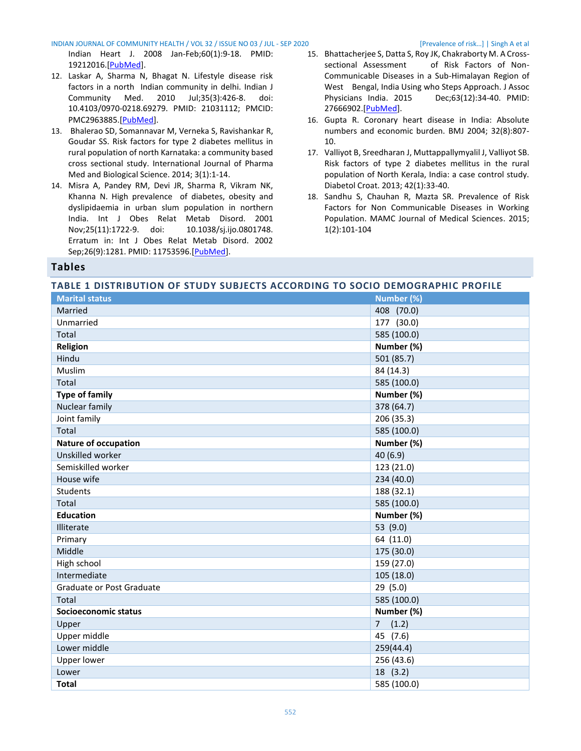Indian Heart J. 2008 Jan-Feb;60(1):9-18. PMID: 19212016.[PubMed].

12. Laskar A, Sharma N, Bhagat N. Lifestyle disease risk factors in a north Indian community in delhi. Indian J Community Med. 2010 Jul;35(3):426-8. doi: 10.4103/0970-0218.69279. PMID: 21031112; PMCID: PMC2963885.[PubMed].
13. Bhalerao SD, Somannavar M, Verneka S, Ravishankar R, Goudar SS. Risk factors for type 2 diabetes mellitus in rural population of north Karnataka: a community based cross sectional study. International Journal of Pharma Med and Biological Science. 2014; 3(1):1-14.
14. Misra A, Pandey RM, Devi JR, Sharma R, Vikram NK, Khanna N. High prevalence of diabetes, obesity and dyslipidaemia in urban slum population in northern India. Int J Obes Relat Metab Disord. 2001 Nov;25(11):1722-9. doi: 10.1038/sj.ijo.0801748. Erratum in: Int J Obes Relat Metab Disord. 2002 Sep;26(9):1281. PMID: 11753596.[PubMed].
15. Bhattacherjee S, Datta S, Roy JK, Chakraborty M. A Cross-sectional Assessment of Risk Factors of Non-Communicable Diseases in a Sub-Himalayan Region of West Bengal, India Using who Steps Approach. J Assoc Physicians India. 2015 Dec;63(12):34-40. PMID: 27666902.[PubMed].
16. Gupta R. Coronary heart disease in India: Absolute numbers and economic burden. BMJ 2004; 32(8):807-10.
17. Valliyot B, Sreedharan J, Muttappallymyalil J, Valliyot SB. Risk factors of type 2 diabetes mellitus in the rural population of North Kerala, India: a case control study. Diabetol Croat. 2013; 42(1):33-40.
18. Sandhu S, Chauhan R, Mazta SR. Prevalence of Risk Factors for Non Communicable Diseases in Working Population. MAMC Journal of Medical Sciences. 2015; 1(2):101-104

## Tables

### TABLE 1 DISTRIBUTION OF STUDY SUBJECTS ACCORDING TO SOCIO DEMOGRAPHIC PROFILE

| Marital status | Number (%) |
|---|---|
| Married | 408 (70.0) |
| Unmarried | 177 (30.0) |
| Total | 585 (100.0) |
| **Religion** | **Number (%)** |
| Hindu | 501 (85.7) |
| Muslim | 84 (14.3) |
| Total | 585 (100.0) |
| **Type of family** | **Number (%)** |
| Nuclear family | 378 (64.7) |
| Joint family | 206 (35.3) |
| Total | 585 (100.0) |
| **Nature of occupation** | **Number (%)** |
| Unskilled worker | 40 (6.9) |
| Semiskilled worker | 123 (21.0) |
| House wife | 234 (40.0) |
| Students | 188 (32.1) |
| Total | 585 (100.0) |
| **Education** | **Number (%)** |
| Illiterate | 53 (9.0) |
| Primary | 64 (11.0) |
| Middle | 175 (30.0) |
| High school | 159 (27.0) |
| Intermediate | 105 (18.0) |
| Graduate or Post Graduate | 29 (5.0) |
| Total | 585 (100.0) |
| **Socioeconomic status** | **Number (%)** |
| Upper | 7 (1.2) |
| Upper middle | 45 (7.6) |
| Lower middle | 259(44.4) |
| Upper lower | 256 (43.6) |
| Lower | 18 (3.2) |
| **Total** | 585 (100.0) |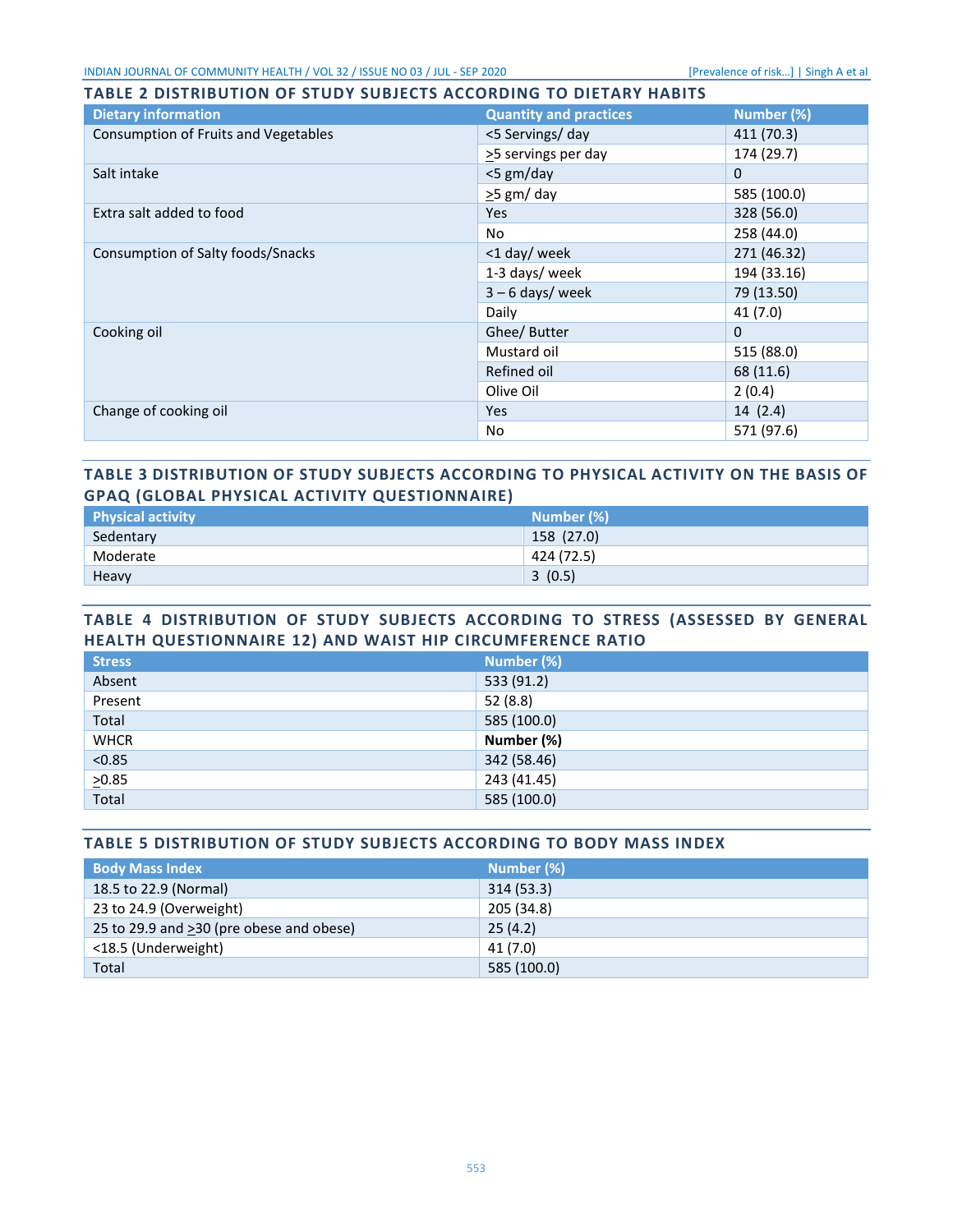### TABLE 2 DISTRIBUTION OF STUDY SUBJECTS ACCORDING TO DIETARY HABITS

| Dietary information | Quantity and practices | Number (%) |
|---|---|---|
| Consumption of Fruits and Vegetables | <5 Servings/ day | 411 (70.3) |
| | ≥5 servings per day | 174 (29.7) |
| Salt intake | <5 gm/day | 0 |
| | ≥5 gm/ day | 585 (100.0) |
| Extra salt added to food | Yes | 328 (56.0) |
| | No | 258 (44.0) |
| Consumption of Salty foods/Snacks | <1 day/ week | 271 (46.32) |
| | 1-3 days/ week | 194 (33.16) |
| | 3 – 6 days/ week | 79 (13.50) |
| | Daily | 41 (7.0) |
| Cooking oil | Ghee/ Butter | 0 |
| | Mustard oil | 515 (88.0) |
| | Refined oil | 68 (11.6) |
| | Olive Oil | 2 (0.4) |
| Change of cooking oil | Yes | 14 (2.4) |
| | No | 571 (97.6) |

### TABLE 3 DISTRIBUTION OF STUDY SUBJECTS ACCORDING TO PHYSICAL ACTIVITY ON THE BASIS OF GPAQ (GLOBAL PHYSICAL ACTIVITY QUESTIONNAIRE)

| Physical activity | Number (%) |
|---|---|
| Sedentary | 158 (27.0) |
| Moderate | 424 (72.5) |
| Heavy | 3 (0.5) |

### TABLE 4 DISTRIBUTION OF STUDY SUBJECTS ACCORDING TO STRESS (ASSESSED BY GENERAL HEALTH QUESTIONNAIRE 12) AND WAIST HIP CIRCUMFERENCE RATIO

| Stress | Number (%) |
|---|---|
| Absent | 533 (91.2) |
| Present | 52 (8.8) |
| Total | 585 (100.0) |
| WHCR | **Number (%)** |
| <0.85 | 342 (58.46) |
| ≥0.85 | 243 (41.45) |
| Total | 585 (100.0) |

### TABLE 5 DISTRIBUTION OF STUDY SUBJECTS ACCORDING TO BODY MASS INDEX

| Body Mass Index | Number (%) |
|---|---|
| 18.5 to 22.9 (Normal) | 314 (53.3) |
| 23 to 24.9 (Overweight) | 205 (34.8) |
| 25 to 29.9 and ≥30 (pre obese and obese) | 25 (4.2) |
| <18.5 (Underweight) | 41 (7.0) |
| Total | 585 (100.0) |